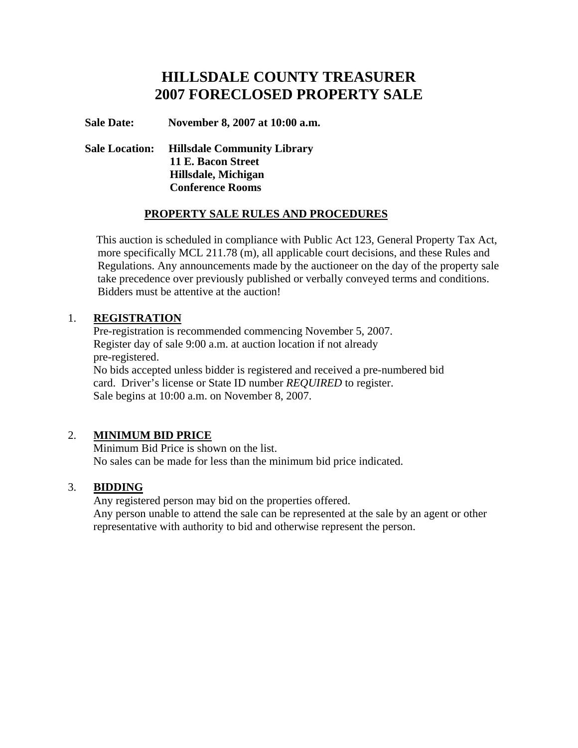# HILLSDALE COUNTY TREASURER
# 2007 FORECLOSED PROPERTY SALE

**Sale Date:** **November 8, 2007 at 10:00 a.m.**

**Sale Location:** **Hillsdale Community Library**
**11 E. Bacon Street**
**Hillsdale, Michigan**
**Conference Rooms**

## PROPERTY SALE RULES AND PROCEDURES

This auction is scheduled in compliance with Public Act 123, General Property Tax Act, more specifically MCL 211.78 (m), all applicable court decisions, and these Rules and Regulations. Any announcements made by the auctioneer on the day of the property sale take precedence over previously published or verbally conveyed terms and conditions. Bidders must be attentive at the auction!

1. **REGISTRATION**
   Pre-registration is recommended commencing November 5, 2007.
   Register day of sale 9:00 a.m. at auction location if not already pre-registered.
   No bids accepted unless bidder is registered and received a pre-numbered bid card. Driver's license or State ID number *REQUIRED* to register.
   Sale begins at 10:00 a.m. on November 8, 2007.

2. **MINIMUM BID PRICE**
   Minimum Bid Price is shown on the list.
   No sales can be made for less than the minimum bid price indicated.

3. **BIDDING**
   Any registered person may bid on the properties offered.
   Any person unable to attend the sale can be represented at the sale by an agent or other representative with authority to bid and otherwise represent the person.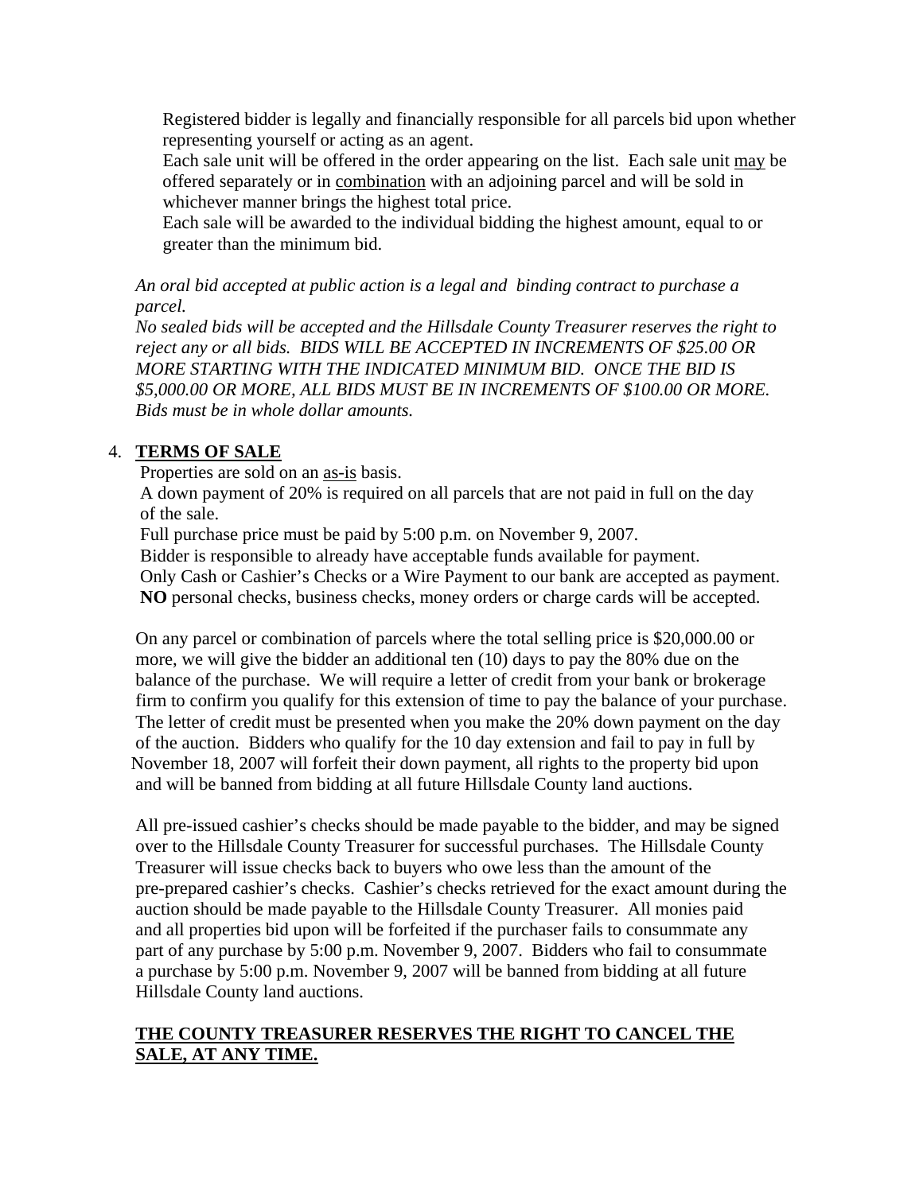Registered bidder is legally and financially responsible for all parcels bid upon whether representing yourself or acting as an agent.

Each sale unit will be offered in the order appearing on the list. Each sale unit <u>may</u> be offered separately or in <u>combination</u> with an adjoining parcel and will be sold in whichever manner brings the highest total price.

Each sale will be awarded to the individual bidding the highest amount, equal to or greater than the minimum bid.

*An oral bid accepted at public action is a legal and binding contract to purchase a parcel.*

*No sealed bids will be accepted and the Hillsdale County Treasurer reserves the right to reject any or all bids. BIDS WILL BE ACCEPTED IN INCREMENTS OF $25.00 OR MORE STARTING WITH THE INDICATED MINIMUM BID. ONCE THE BID IS $5,000.00 OR MORE, ALL BIDS MUST BE IN INCREMENTS OF $100.00 OR MORE. Bids must be in whole dollar amounts.*

4. **<u>TERMS OF SALE</u>**

Properties are sold on an <u>as-is</u> basis.

A down payment of 20% is required on all parcels that are not paid in full on the day of the sale.

Full purchase price must be paid by 5:00 p.m. on November 9, 2007.

Bidder is responsible to already have acceptable funds available for payment.

Only Cash or Cashier's Checks or a Wire Payment to our bank are accepted as payment. **NO** personal checks, business checks, money orders or charge cards will be accepted.

On any parcel or combination of parcels where the total selling price is $20,000.00 or more, we will give the bidder an additional ten (10) days to pay the 80% due on the balance of the purchase. We will require a letter of credit from your bank or brokerage firm to confirm you qualify for this extension of time to pay the balance of your purchase. The letter of credit must be presented when you make the 20% down payment on the day of the auction. Bidders who qualify for the 10 day extension and fail to pay in full by November 18, 2007 will forfeit their down payment, all rights to the property bid upon and will be banned from bidding at all future Hillsdale County land auctions.

All pre-issued cashier's checks should be made payable to the bidder, and may be signed over to the Hillsdale County Treasurer for successful purchases. The Hillsdale County Treasurer will issue checks back to buyers who owe less than the amount of the pre-prepared cashier's checks. Cashier's checks retrieved for the exact amount during the auction should be made payable to the Hillsdale County Treasurer. All monies paid and all properties bid upon will be forfeited if the purchaser fails to consummate any part of any purchase by 5:00 p.m. November 9, 2007. Bidders who fail to consummate a purchase by 5:00 p.m. November 9, 2007 will be banned from bidding at all future Hillsdale County land auctions.

**<u>THE COUNTY TREASURER RESERVES THE RIGHT TO CANCEL THE SALE, AT ANY TIME.</u>**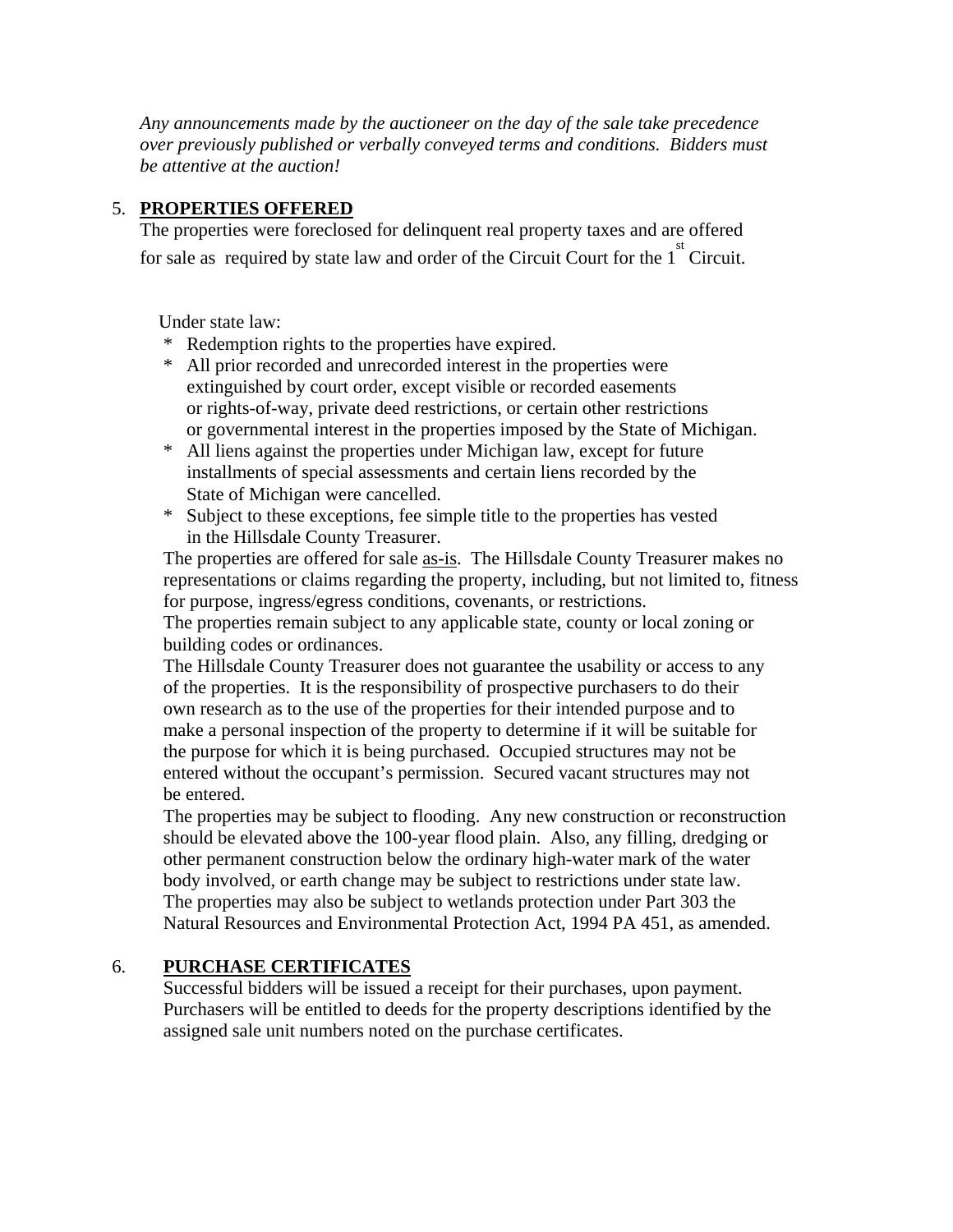*Any announcements made by the auctioneer on the day of the sale take precedence over previously published or verbally conveyed terms and conditions. Bidders must be attentive at the auction!*

5. **PROPERTIES OFFERED**

The properties were foreclosed for delinquent real property taxes and are offered for sale as required by state law and order of the Circuit Court for the 1st Circuit.

Under state law:

* Redemption rights to the properties have expired.
* All prior recorded and unrecorded interest in the properties were extinguished by court order, except visible or recorded easements or rights-of-way, private deed restrictions, or certain other restrictions or governmental interest in the properties imposed by the State of Michigan.
* All liens against the properties under Michigan law, except for future installments of special assessments and certain liens recorded by the State of Michigan were cancelled.
* Subject to these exceptions, fee simple title to the properties has vested in the Hillsdale County Treasurer.

The properties are offered for sale as-is. The Hillsdale County Treasurer makes no representations or claims regarding the property, including, but not limited to, fitness for purpose, ingress/egress conditions, covenants, or restrictions.

The properties remain subject to any applicable state, county or local zoning or building codes or ordinances.

The Hillsdale County Treasurer does not guarantee the usability or access to any of the properties. It is the responsibility of prospective purchasers to do their own research as to the use of the properties for their intended purpose and to make a personal inspection of the property to determine if it will be suitable for the purpose for which it is being purchased. Occupied structures may not be entered without the occupant's permission. Secured vacant structures may not be entered.

The properties may be subject to flooding. Any new construction or reconstruction should be elevated above the 100-year flood plain. Also, any filling, dredging or other permanent construction below the ordinary high-water mark of the water body involved, or earth change may be subject to restrictions under state law. The properties may also be subject to wetlands protection under Part 303 the Natural Resources and Environmental Protection Act, 1994 PA 451, as amended.

6. **PURCHASE CERTIFICATES**

Successful bidders will be issued a receipt for their purchases, upon payment. Purchasers will be entitled to deeds for the property descriptions identified by the assigned sale unit numbers noted on the purchase certificates.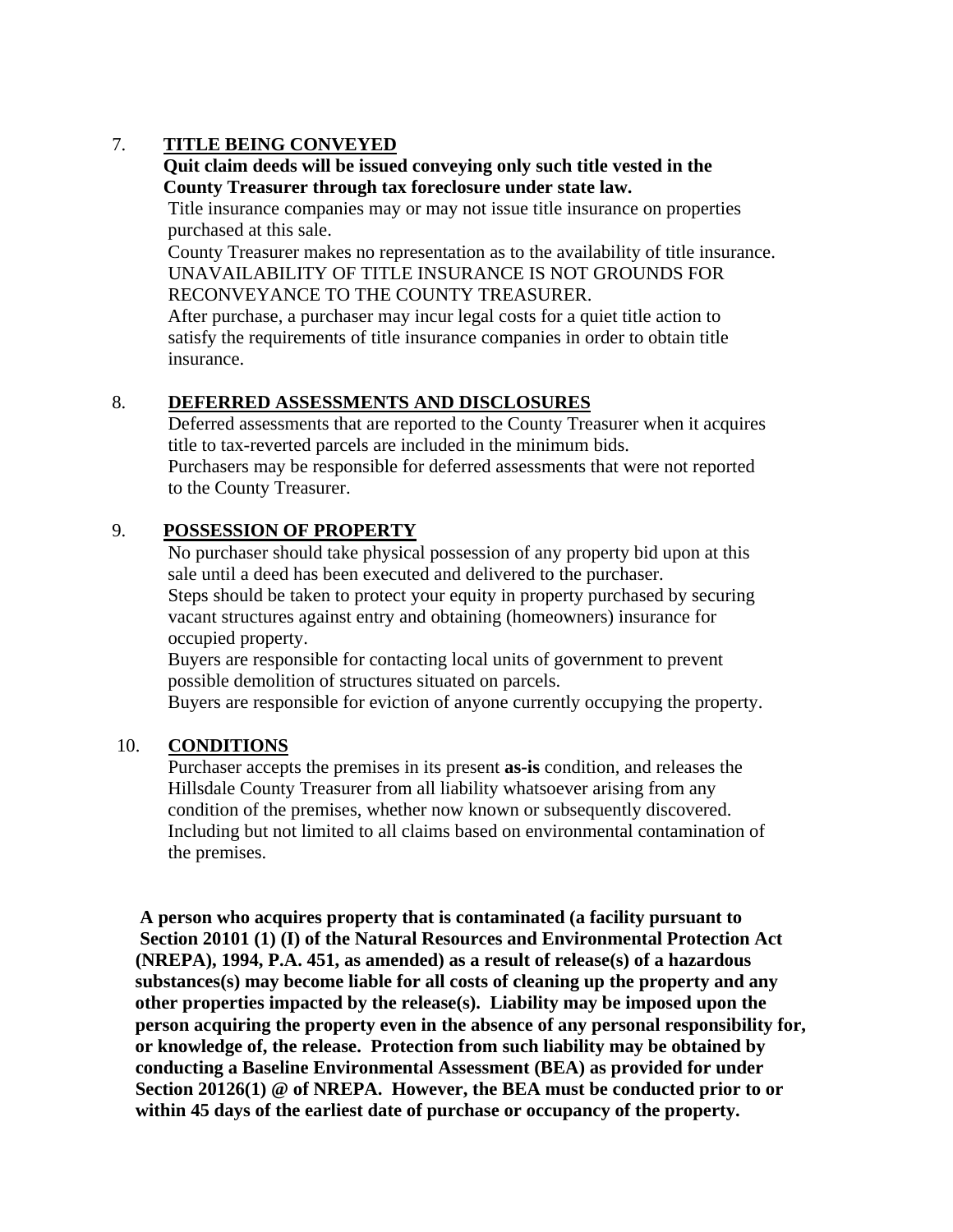7. **TITLE BEING CONVEYED**

**Quit claim deeds will be issued conveying only such title vested in the County Treasurer through tax foreclosure under state law.**

Title insurance companies may or may not issue title insurance on properties purchased at this sale.

County Treasurer makes no representation as to the availability of title insurance. UNAVAILABILITY OF TITLE INSURANCE IS NOT GROUNDS FOR RECONVEYANCE TO THE COUNTY TREASURER.

After purchase, a purchaser may incur legal costs for a quiet title action to satisfy the requirements of title insurance companies in order to obtain title insurance.

8. **DEFERRED ASSESSMENTS AND DISCLOSURES**

Deferred assessments that are reported to the County Treasurer when it acquires title to tax-reverted parcels are included in the minimum bids.

Purchasers may be responsible for deferred assessments that were not reported to the County Treasurer.

9. **POSSESSION OF PROPERTY**

No purchaser should take physical possession of any property bid upon at this sale until a deed has been executed and delivered to the purchaser.

Steps should be taken to protect your equity in property purchased by securing vacant structures against entry and obtaining (homeowners) insurance for occupied property.

Buyers are responsible for contacting local units of government to prevent possible demolition of structures situated on parcels.

Buyers are responsible for eviction of anyone currently occupying the property.

10. **CONDITIONS**

Purchaser accepts the premises in its present **as-is** condition, and releases the Hillsdale County Treasurer from all liability whatsoever arising from any condition of the premises, whether now known or subsequently discovered. Including but not limited to all claims based on environmental contamination of the premises.

**A person who acquires property that is contaminated (a facility pursuant to Section 20101 (1) (I) of the Natural Resources and Environmental Protection Act (NREPA), 1994, P.A. 451, as amended) as a result of release(s) of a hazardous substances(s) may become liable for all costs of cleaning up the property and any other properties impacted by the release(s). Liability may be imposed upon the person acquiring the property even in the absence of any personal responsibility for, or knowledge of, the release. Protection from such liability may be obtained by conducting a Baseline Environmental Assessment (BEA) as provided for under Section 20126(1) @ of NREPA. However, the BEA must be conducted prior to or within 45 days of the earliest date of purchase or occupancy of the property.**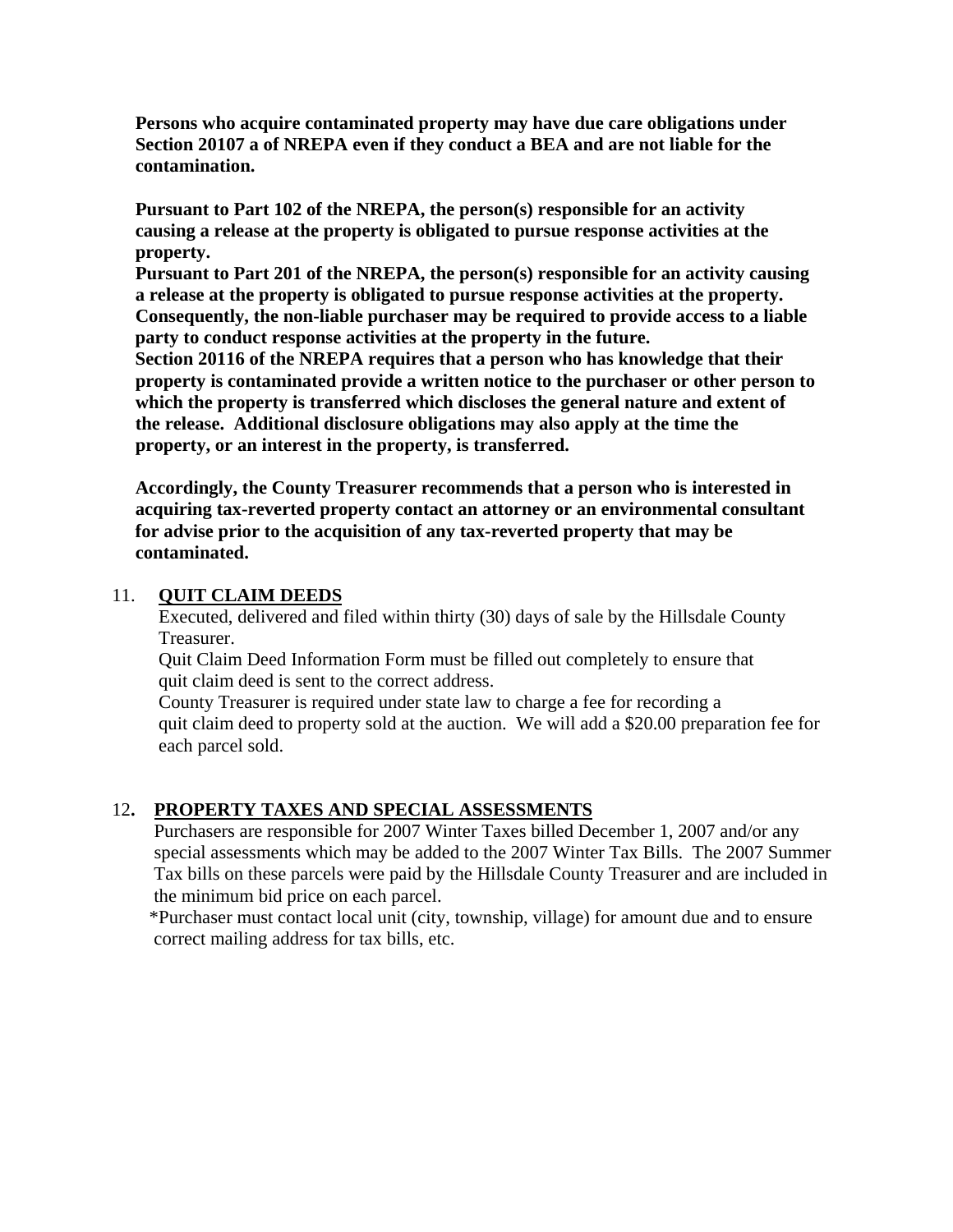**Persons who acquire contaminated property may have due care obligations under Section 20107 a of NREPA even if they conduct a BEA and are not liable for the contamination.**

**Pursuant to Part 102 of the NREPA, the person(s) responsible for an activity causing a release at the property is obligated to pursue response activities at the property.**
**Pursuant to Part 201 of the NREPA, the person(s) responsible for an activity causing a release at the property is obligated to pursue response activities at the property. Consequently, the non-liable purchaser may be required to provide access to a liable party to conduct response activities at the property in the future.**
**Section 20116 of the NREPA requires that a person who has knowledge that their property is contaminated provide a written notice to the purchaser or other person to which the property is transferred which discloses the general nature and extent of the release. Additional disclosure obligations may also apply at the time the property, or an interest in the property, is transferred.**

**Accordingly, the County Treasurer recommends that a person who is interested in acquiring tax-reverted property contact an attorney or an environmental consultant for advise prior to the acquisition of any tax-reverted property that may be contaminated.**

11. **QUIT CLAIM DEEDS**
    Executed, delivered and filed within thirty (30) days of sale by the Hillsdale County Treasurer.
    Quit Claim Deed Information Form must be filled out completely to ensure that quit claim deed is sent to the correct address.
    County Treasurer is required under state law to charge a fee for recording a quit claim deed to property sold at the auction. We will add a $20.00 preparation fee for each parcel sold.

12. **PROPERTY TAXES AND SPECIAL ASSESSMENTS**
    Purchasers are responsible for 2007 Winter Taxes billed December 1, 2007 and/or any special assessments which may be added to the 2007 Winter Tax Bills. The 2007 Summer Tax bills on these parcels were paid by the Hillsdale County Treasurer and are included in the minimum bid price on each parcel.
    *Purchaser must contact local unit (city, township, village) for amount due and to ensure correct mailing address for tax bills, etc.